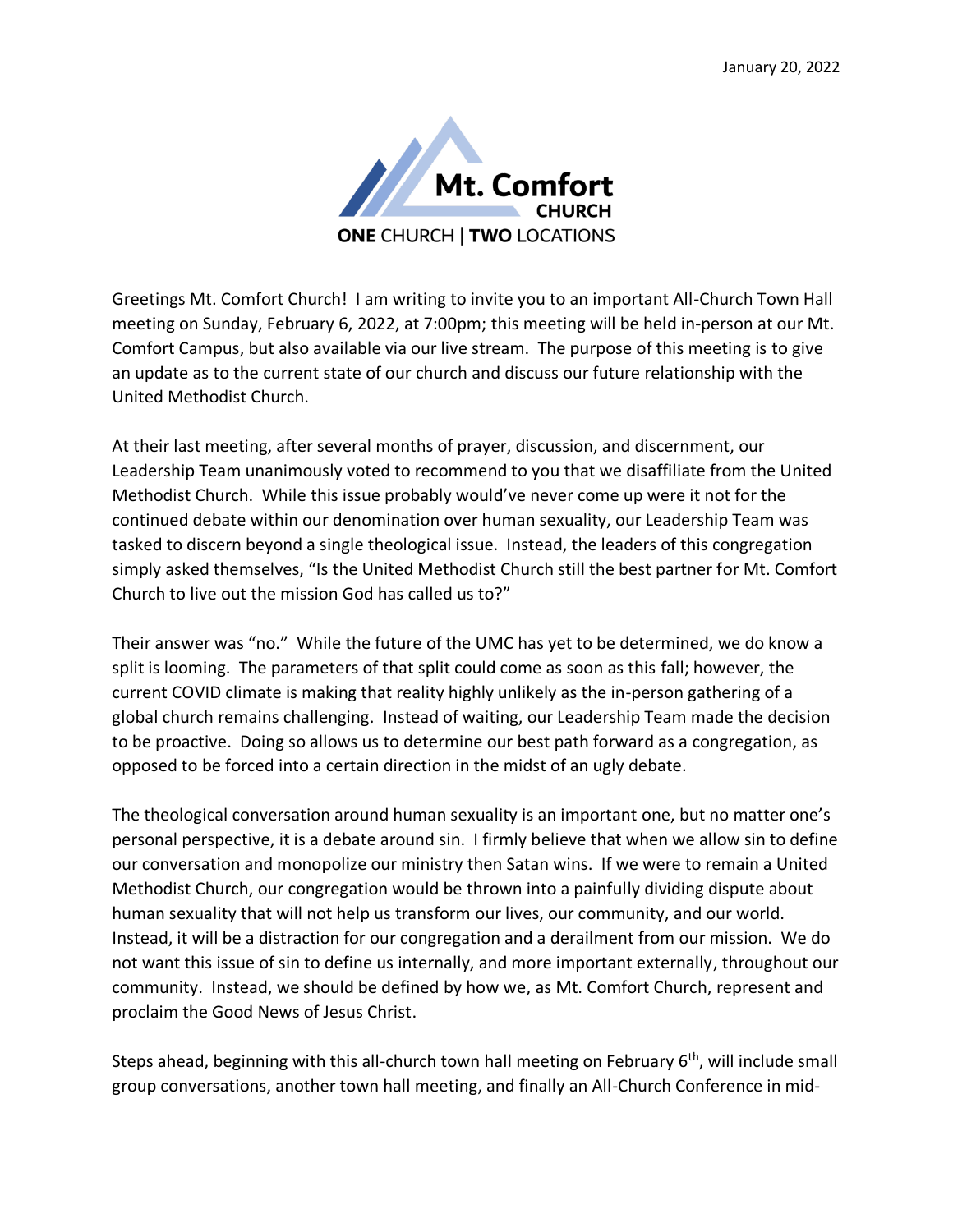January 20, 2022

Mt. Comfort CHURCH

**ONE** CHURCH | **TWO** LOCATIONS

Greetings Mt. Comfort Church! I am writing to invite you to an important All-Church Town Hall meeting on Sunday, February 6, 2022, at 7:00pm; this meeting will be held in-person at our Mt. Comfort Campus, but also available via our live stream. The purpose of this meeting is to give an update as to the current state of our church and discuss our future relationship with the United Methodist Church.

At their last meeting, after several months of prayer, discussion, and discernment, our Leadership Team unanimously voted to recommend to you that we disaffiliate from the United Methodist Church. While this issue probably would've never come up were it not for the continued debate within our denomination over human sexuality, our Leadership Team was tasked to discern beyond a single theological issue. Instead, the leaders of this congregation simply asked themselves, "Is the United Methodist Church still the best partner for Mt. Comfort Church to live out the mission God has called us to?"

Their answer was "no." While the future of the UMC has yet to be determined, we do know a split is looming. The parameters of that split could come as soon as this fall; however, the current COVID climate is making that reality highly unlikely as the in-person gathering of a global church remains challenging. Instead of waiting, our Leadership Team made the decision to be proactive. Doing so allows us to determine our best path forward as a congregation, as opposed to be forced into a certain direction in the midst of an ugly debate.

The theological conversation around human sexuality is an important one, but no matter one's personal perspective, it is a debate around sin. I firmly believe that when we allow sin to define our conversation and monopolize our ministry then Satan wins. If we were to remain a United Methodist Church, our congregation would be thrown into a painfully dividing dispute about human sexuality that will not help us transform our lives, our community, and our world. Instead, it will be a distraction for our congregation and a derailment from our mission. We do not want this issue of sin to define us internally, and more important externally, throughout our community. Instead, we should be defined by how we, as Mt. Comfort Church, represent and proclaim the Good News of Jesus Christ.

Steps ahead, beginning with this all-church town hall meeting on February 6th, will include small group conversations, another town hall meeting, and finally an All-Church Conference in mid-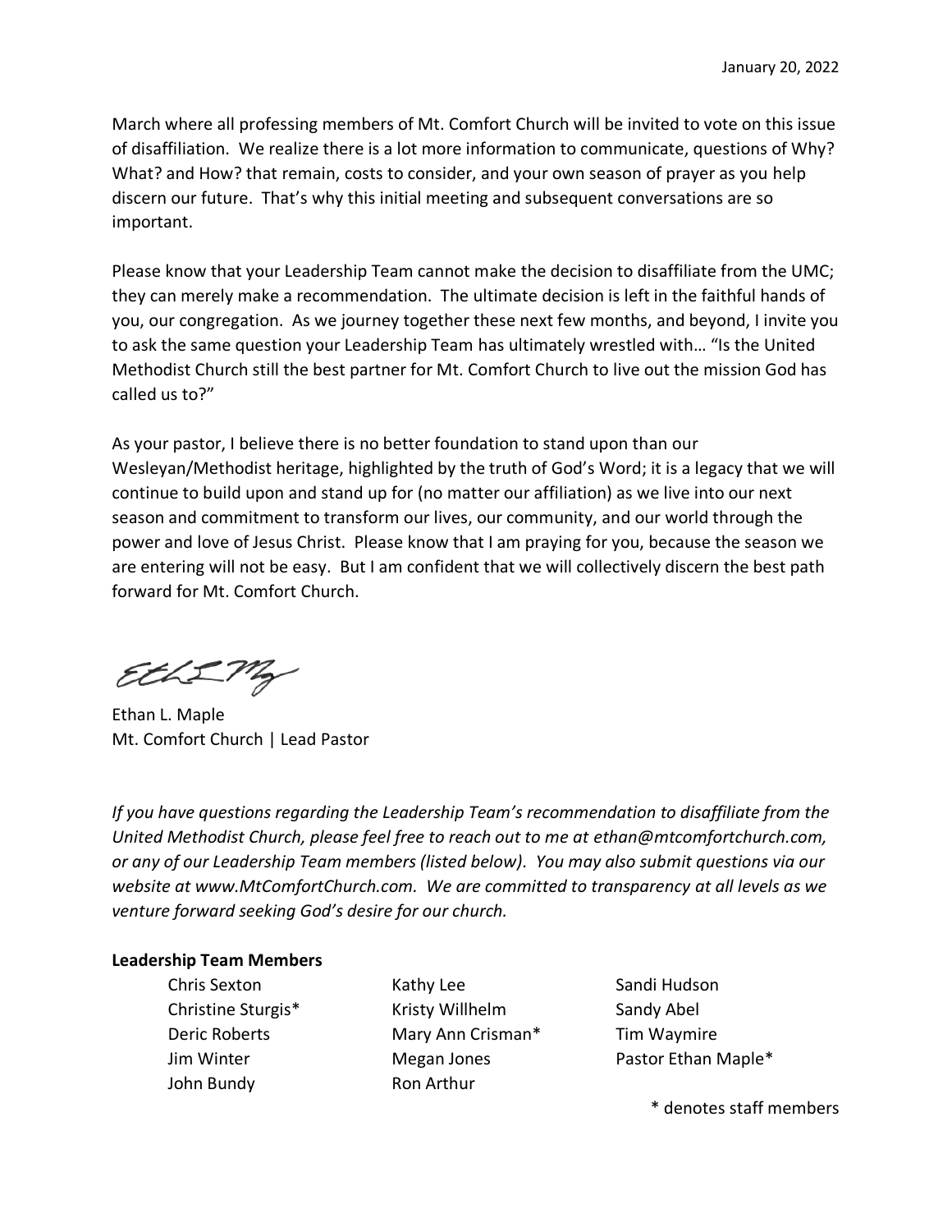January 20, 2022

March where all professing members of Mt. Comfort Church will be invited to vote on this issue of disaffiliation. We realize there is a lot more information to communicate, questions of Why? What? and How? that remain, costs to consider, and your own season of prayer as you help discern our future. That's why this initial meeting and subsequent conversations are so important.

Please know that your Leadership Team cannot make the decision to disaffiliate from the UMC; they can merely make a recommendation. The ultimate decision is left in the faithful hands of you, our congregation. As we journey together these next few months, and beyond, I invite you to ask the same question your Leadership Team has ultimately wrestled with… "Is the United Methodist Church still the best partner for Mt. Comfort Church to live out the mission God has called us to?"

As your pastor, I believe there is no better foundation to stand upon than our Wesleyan/Methodist heritage, highlighted by the truth of God's Word; it is a legacy that we will continue to build upon and stand up for (no matter our affiliation) as we live into our next season and commitment to transform our lives, our community, and our world through the power and love of Jesus Christ. Please know that I am praying for you, because the season we are entering will not be easy. But I am confident that we will collectively discern the best path forward for Mt. Comfort Church.

Ethan L. Maple
Mt. Comfort Church | Lead Pastor

*If you have questions regarding the Leadership Team's recommendation to disaffiliate from the United Methodist Church, please feel free to reach out to me at ethan@mtcomfortchurch.com, or any of our Leadership Team members (listed below). You may also submit questions via our website at www.MtComfortChurch.com. We are committed to transparency at all levels as we venture forward seeking God's desire for our church.*

**Leadership Team Members**

Chris Sexton
Christine Sturgis*
Deric Roberts
Jim Winter
John Bundy
Kathy Lee
Kristy Willhelm
Mary Ann Crisman*
Megan Jones
Ron Arthur
Sandi Hudson
Sandy Abel
Tim Waymire
Pastor Ethan Maple*

\* denotes staff members